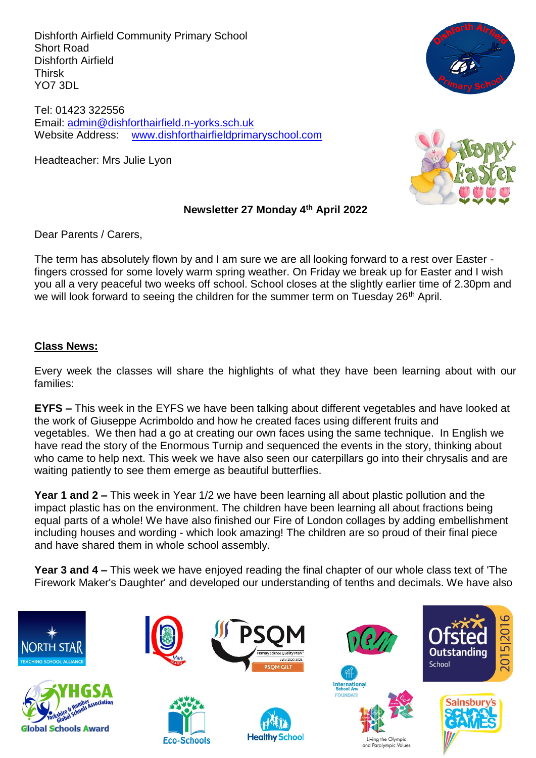Dishforth Airfield Community Primary School
Short Road
Dishforth Airfield
Thirsk
YO7 3DL

Tel: 01423 322556
Email: admin@dishforthairfield.n-yorks.sch.uk
Website Address: www.dishforthairfieldprimaryschool.com

Headteacher: Mrs Julie Lyon

**Newsletter 27 Monday 4th April 2022**

Dear Parents / Carers,

The term has absolutely flown by and I am sure we are all looking forward to a rest over Easter - fingers crossed for some lovely warm spring weather. On Friday we break up for Easter and I wish you all a very peaceful two weeks off school. School closes at the slightly earlier time of 2.30pm and we will look forward to seeing the children for the summer term on Tuesday 26th April.

## Class News:

Every week the classes will share the highlights of what they have been learning about with our families:

**EYFS –** This week in the EYFS we have been talking about different vegetables and have looked at the work of Giuseppe Acrimboldo and how he created faces using different fruits and vegetables. We then had a go at creating our own faces using the same technique. In English we have read the story of the Enormous Turnip and sequenced the events in the story, thinking about who came to help next. This week we have also seen our caterpillars go into their chrysalis and are waiting patiently to see them emerge as beautiful butterflies.

**Year 1 and 2 –** This week in Year 1/2 we have been learning all about plastic pollution and the impact plastic has on the environment. The children have been learning all about fractions being equal parts of a whole! We have also finished our Fire of London collages by adding embellishment including houses and wording - which look amazing! The children are so proud of their final piece and have shared them in whole school assembly.

**Year 3 and 4 –** This week we have enjoyed reading the final chapter of our whole class text of 'The Firework Maker's Daughter' and developed our understanding of tenths and decimals. We have also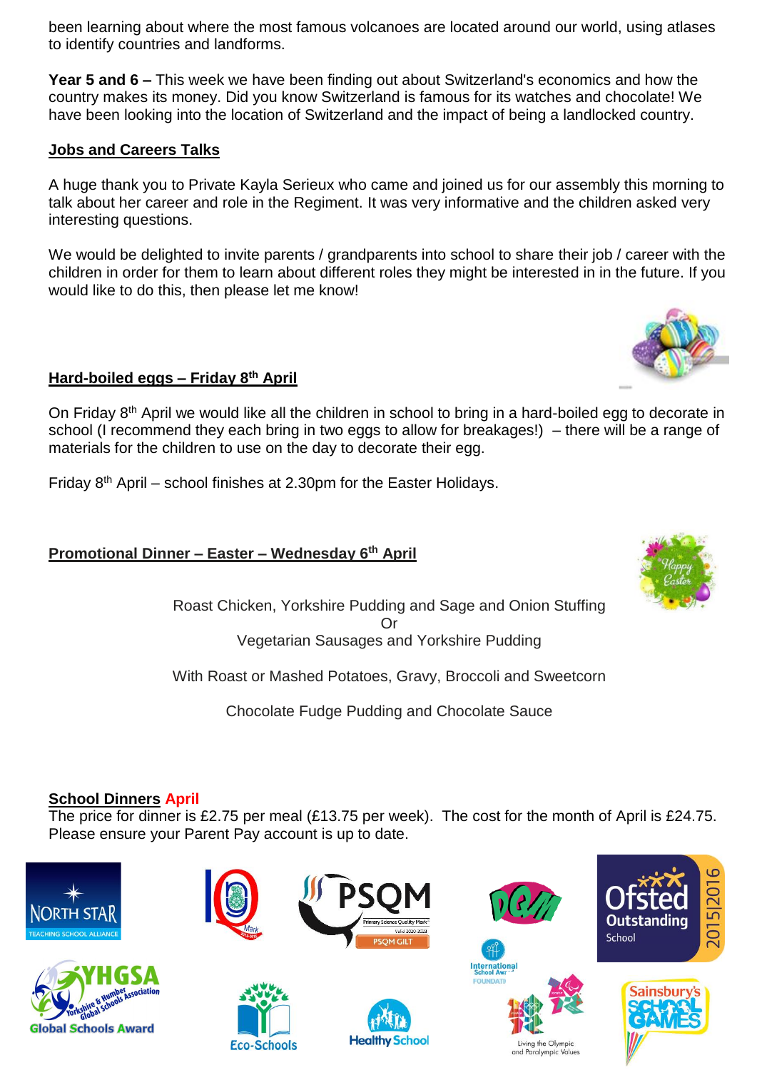been learning about where the most famous volcanoes are located around our world, using atlases to identify countries and landforms.

**Year 5 and 6 –** This week we have been finding out about Switzerland's economics and how the country makes its money. Did you know Switzerland is famous for its watches and chocolate! We have been looking into the location of Switzerland and the impact of being a landlocked country.

## Jobs and Careers Talks

A huge thank you to Private Kayla Serieux who came and joined us for our assembly this morning to talk about her career and role in the Regiment. It was very informative and the children asked very interesting questions.

We would be delighted to invite parents / grandparents into school to share their job / career with the children in order for them to learn about different roles they might be interested in in the future. If you would like to do this, then please let me know!

## Hard-boiled eggs – Friday 8th April

On Friday 8th April we would like all the children in school to bring in a hard-boiled egg to decorate in school (I recommend they each bring in two eggs to allow for breakages!) – there will be a range of materials for the children to use on the day to decorate their egg.

Friday 8th April – school finishes at 2.30pm for the Easter Holidays.

## Promotional Dinner – Easter – Wednesday 6th April

Roast Chicken, Yorkshire Pudding and Sage and Onion Stuffing
Or
Vegetarian Sausages and Yorkshire Pudding

With Roast or Mashed Potatoes, Gravy, Broccoli and Sweetcorn

Chocolate Fudge Pudding and Chocolate Sauce

## School Dinners April

The price for dinner is £2.75 per meal (£13.75 per week). The cost for the month of April is £24.75. Please ensure your Parent Pay account is up to date.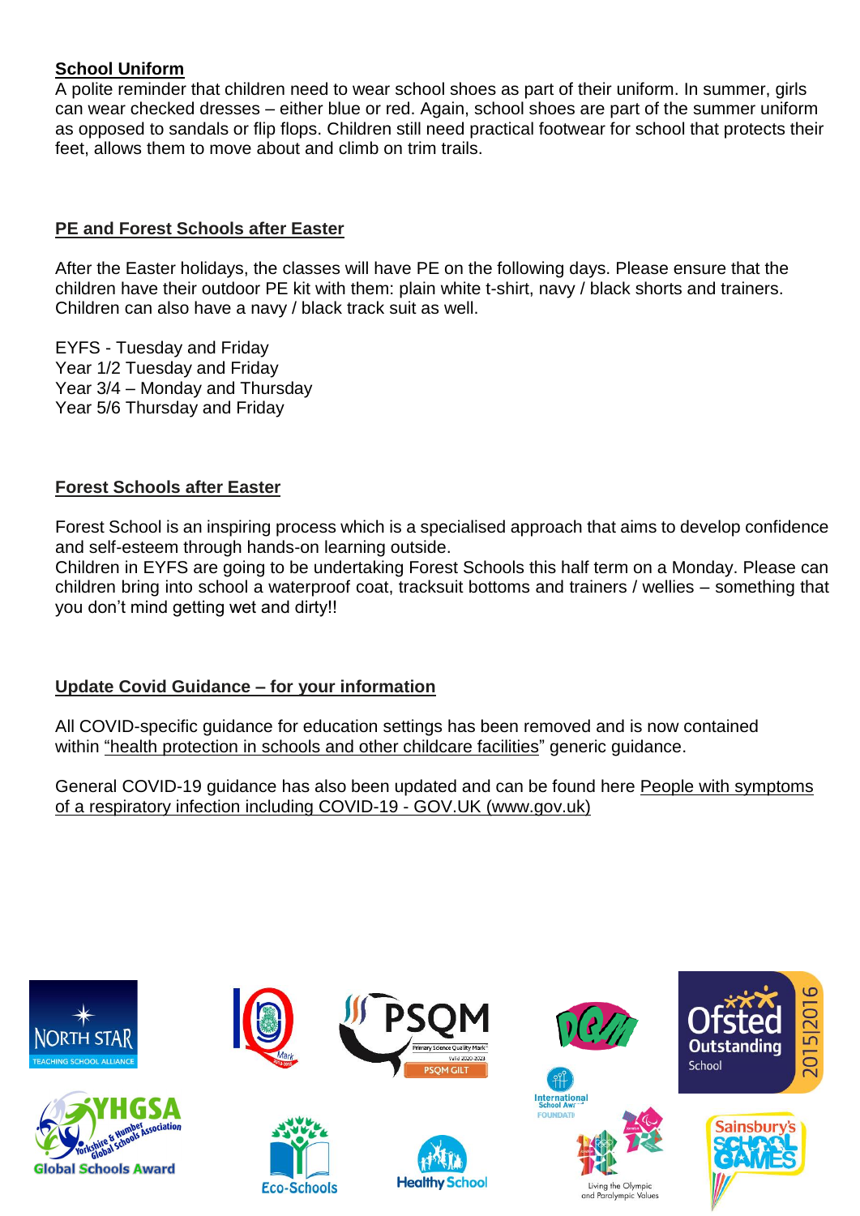## School Uniform

A polite reminder that children need to wear school shoes as part of their uniform. In summer, girls can wear checked dresses – either blue or red. Again, school shoes are part of the summer uniform as opposed to sandals or flip flops. Children still need practical footwear for school that protects their feet, allows them to move about and climb on trim trails.

## PE and Forest Schools after Easter

After the Easter holidays, the classes will have PE on the following days. Please ensure that the children have their outdoor PE kit with them: plain white t-shirt, navy / black shorts and trainers. Children can also have a navy / black track suit as well.

EYFS - Tuesday and Friday
Year 1/2 Tuesday and Friday
Year 3/4 – Monday and Thursday
Year 5/6 Thursday and Friday

## Forest Schools after Easter

Forest School is an inspiring process which is a specialised approach that aims to develop confidence and self-esteem through hands-on learning outside.
Children in EYFS are going to be undertaking Forest Schools this half term on a Monday. Please can children bring into school a waterproof coat, tracksuit bottoms and trainers / wellies – something that you don't mind getting wet and dirty!!

## Update Covid Guidance – for your information

All COVID-specific guidance for education settings has been removed and is now contained within "health protection in schools and other childcare facilities" generic guidance.

General COVID-19 guidance has also been updated and can be found here People with symptoms of a respiratory infection including COVID-19 - GOV.UK (www.gov.uk)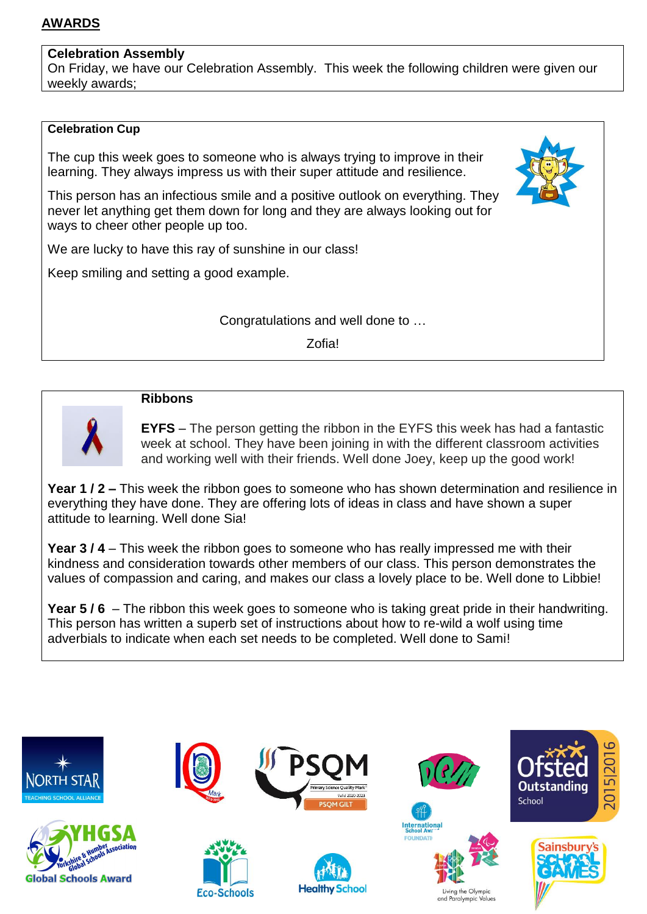## AWARDS

### Celebration Assembly

On Friday, we have our Celebration Assembly. This week the following children were given our weekly awards;

### Celebration Cup

The cup this week goes to someone who is always trying to improve in their learning. They always impress us with their super attitude and resilience.

This person has an infectious smile and a positive outlook on everything. They never let anything get them down for long and they are always looking out for ways to cheer other people up too.

We are lucky to have this ray of sunshine in our class!

Keep smiling and setting a good example.

Congratulations and well done to …

Zofia!

### Ribbons

**EYFS** – The person getting the ribbon in the EYFS this week has had a fantastic week at school. They have been joining in with the different classroom activities and working well with their friends. Well done Joey, keep up the good work!

**Year 1 / 2 –** This week the ribbon goes to someone who has shown determination and resilience in everything they have done. They are offering lots of ideas in class and have shown a super attitude to learning. Well done Sia!

**Year 3 / 4** – This week the ribbon goes to someone who has really impressed me with their kindness and consideration towards other members of our class. This person demonstrates the values of compassion and caring, and makes our class a lovely place to be. Well done to Libbie!

**Year 5 / 6** – The ribbon this week goes to someone who is taking great pride in their handwriting. This person has written a superb set of instructions about how to re-wild a wolf using time adverbials to indicate when each set needs to be completed. Well done to Sami!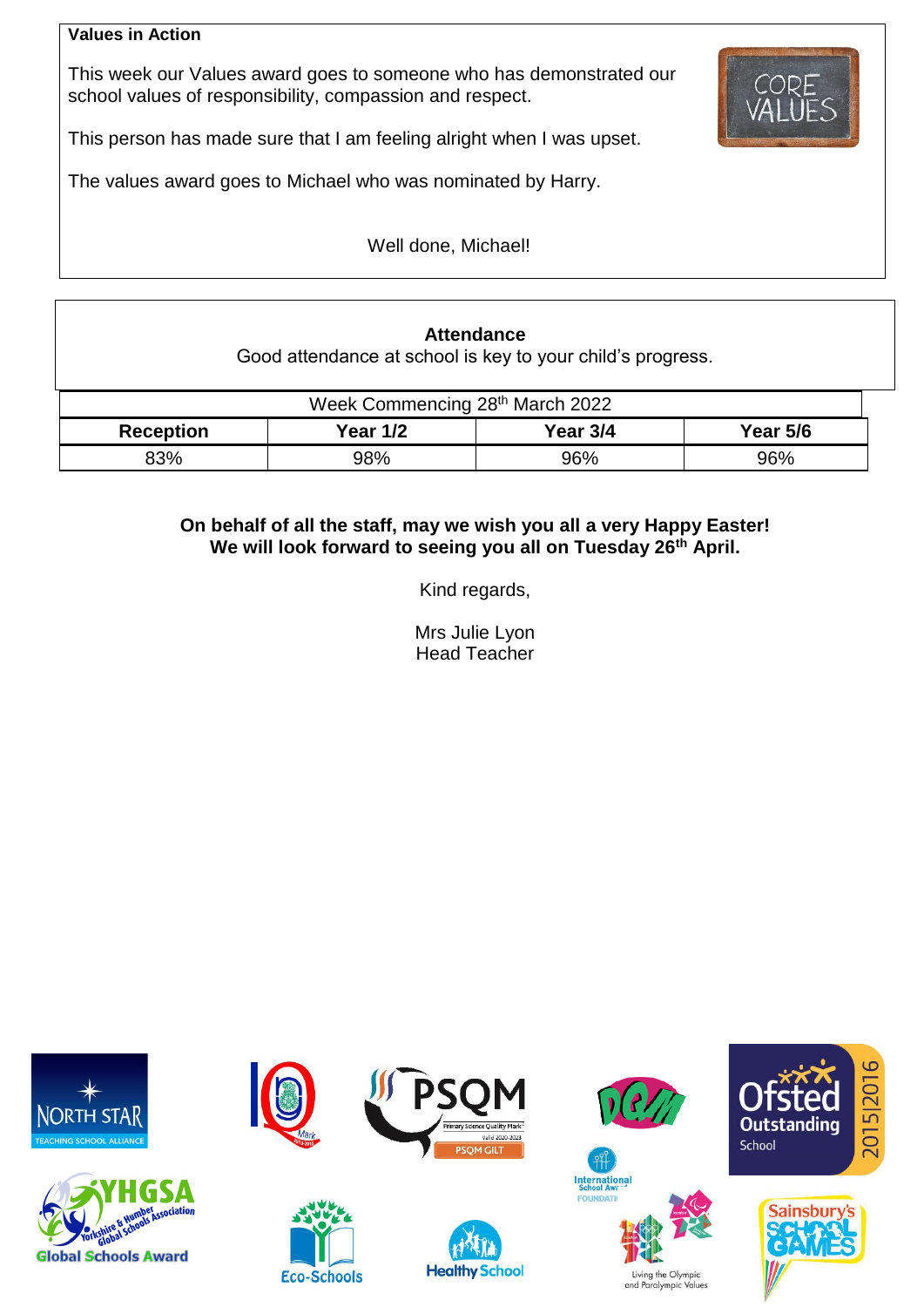**Values in Action**

This week our Values award goes to someone who has demonstrated our school values of responsibility, compassion and respect.

This person has made sure that I am feeling alright when I was upset.

The values award goes to Michael who was nominated by Harry.

Well done, Michael!

**Attendance**

Good attendance at school is key to your child's progress.

| Week Commencing 28th March 2022 | | | |
|---|---|---|---|
| **Reception** | **Year 1/2** | **Year 3/4** | **Year 5/6** |
| 83% | 98% | 96% | 96% |

**On behalf of all the staff, may we wish you all a very Happy Easter!**
**We will look forward to seeing you all on Tuesday 26th April.**

Kind regards,

Mrs Julie Lyon
Head Teacher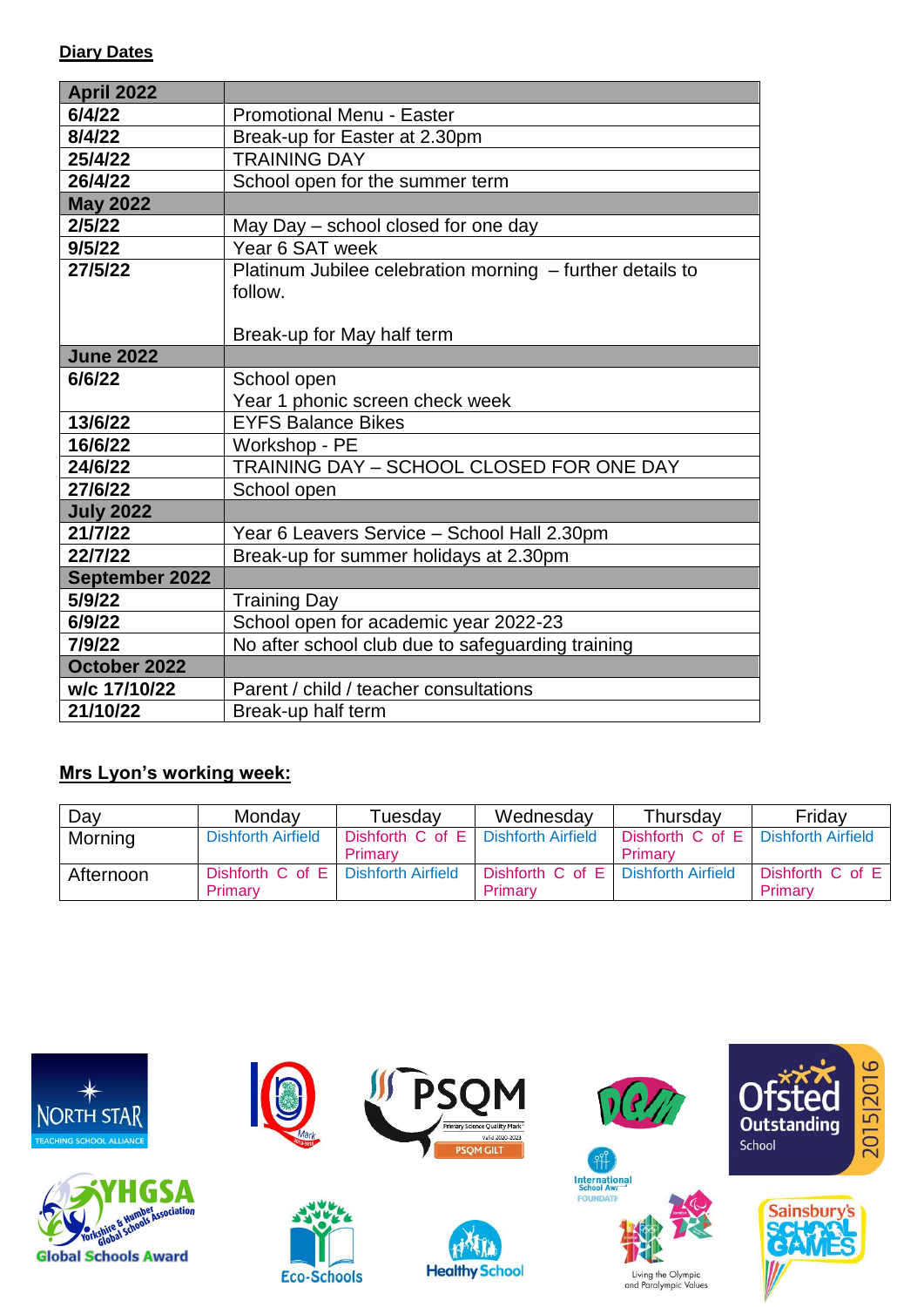## Diary Dates

| | |
|---|---|
| **April 2022** | |
| **6/4/22** | Promotional Menu - Easter |
| **8/4/22** | Break-up for Easter at 2.30pm |
| **25/4/22** | TRAINING DAY |
| **26/4/22** | School open for the summer term |
| **May 2022** | |
| **2/5/22** | May Day – school closed for one day |
| **9/5/22** | Year 6 SAT week |
| **27/5/22** | Platinum Jubilee celebration morning – further details to follow.<br><br>Break-up for May half term |
| **June 2022** | |
| **6/6/22** | School open<br>Year 1 phonic screen check week |
| **13/6/22** | EYFS Balance Bikes |
| **16/6/22** | Workshop - PE |
| **24/6/22** | TRAINING DAY – SCHOOL CLOSED FOR ONE DAY |
| **27/6/22** | School open |
| **July 2022** | |
| **21/7/22** | Year 6 Leavers Service – School Hall 2.30pm |
| **22/7/22** | Break-up for summer holidays at 2.30pm |
| **September 2022** | |
| **5/9/22** | Training Day |
| **6/9/22** | School open for academic year 2022-23 |
| **7/9/22** | No after school club due to safeguarding training |
| **October 2022** | |
| **w/c 17/10/22** | Parent / child / teacher consultations |
| **21/10/22** | Break-up half term |

## Mrs Lyon's working week:

| Day | Monday | Tuesday | Wednesday | Thursday | Friday |
|---|---|---|---|---|---|
| Morning | Dishforth Airfield | Dishforth C of E Primary | Dishforth Airfield | Dishforth C of E Primary | Dishforth Airfield |
| Afternoon | Dishforth C of E Primary | Dishforth Airfield | Dishforth C of E Primary | Dishforth Airfield | Dishforth C of E Primary |